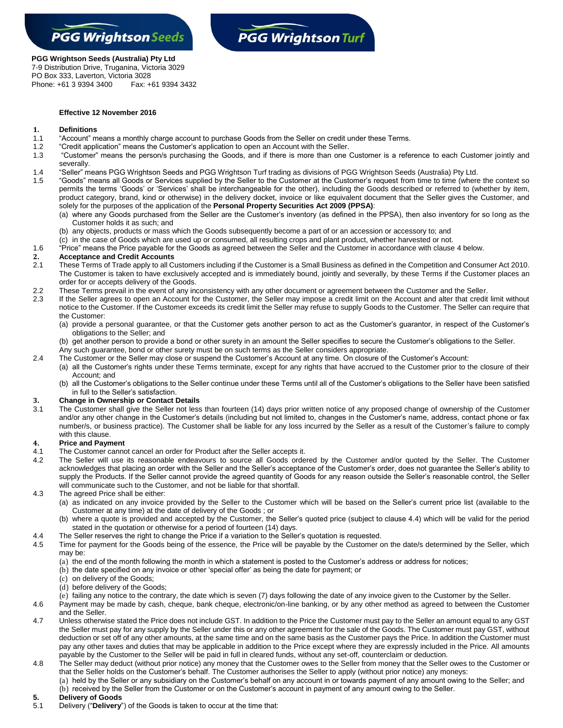PGG Wrightson Seeds PGG Wrightson Turf

**PGG Wrightson Seeds (Australia) Pty Ltd**
7-9 Distribution Drive, Truganina, Victoria 3029
PO Box 333, Laverton, Victoria 3028
Phone: +61 3 9394 3400 Fax: +61 9394 3432

**Effective 12 November 2016**

## 1. Definitions

1.1 "Account" means a monthly charge account to purchase Goods from the Seller on credit under these Terms.

1.2 "Credit application" means the Customer's application to open an Account with the Seller.

1.3 "Customer" means the person/s purchasing the Goods, and if there is more than one Customer is a reference to each Customer jointly and severally.

1.4 "Seller" means PGG Wrightson Seeds and PGG Wrightson Turf trading as divisions of PGG Wrightson Seeds (Australia) Pty Ltd.

1.5 "Goods" means all Goods or Services supplied by the Seller to the Customer at the Customer's request from time to time (where the context so permits the terms 'Goods' or 'Services' shall be interchangeable for the other), including the Goods described or referred to (whether by item, product category, brand, kind or otherwise) in the delivery docket, invoice or like equivalent document that the Seller gives the Customer, and solely for the purposes of the application of the **Personal Property Securities Act 2009 (PPSA)**:

(a) where any Goods purchased from the Seller are the Customer's inventory (as defined in the PPSA), then also inventory for so long as the Customer holds it as such; and

(b) any objects, products or mass which the Goods subsequently become a part of or an accession or accessory to; and

(c) in the case of Goods which are used up or consumed, all resulting crops and plant product, whether harvested or not.

1.6 "Price" means the Price payable for the Goods as agreed between the Seller and the Customer in accordance with clause 4 below.

## 2. Acceptance and Credit Accounts

2.1 These Terms of Trade apply to all Customers including if the Customer is a Small Business as defined in the Competition and Consumer Act 2010. The Customer is taken to have exclusively accepted and is immediately bound, jointly and severally, by these Terms if the Customer places an order for or accepts delivery of the Goods.

2.2 These Terms prevail in the event of any inconsistency with any other document or agreement between the Customer and the Seller.

2.3 If the Seller agrees to open an Account for the Customer, the Seller may impose a credit limit on the Account and alter that credit limit without notice to the Customer. If the Customer exceeds its credit limit the Seller may refuse to supply Goods to the Customer. The Seller can require that the Customer:

(a) provide a personal guarantee, or that the Customer gets another person to act as the Customer's guarantor, in respect of the Customer's obligations to the Seller; and

(b) get another person to provide a bond or other surety in an amount the Seller specifies to secure the Customer's obligations to the Seller.

Any such guarantee, bond or other surety must be on such terms as the Seller considers appropriate.

2.4 The Customer or the Seller may close or suspend the Customer's Account at any time. On closure of the Customer's Account:

(a) all the Customer's rights under these Terms terminate, except for any rights that have accrued to the Customer prior to the closure of their Account; and

(b) all the Customer's obligations to the Seller continue under these Terms until all of the Customer's obligations to the Seller have been satisfied in full to the Seller's satisfaction.

## 3. Change in Ownership or Contact Details

3.1 The Customer shall give the Seller not less than fourteen (14) days prior written notice of any proposed change of ownership of the Customer and/or any other change in the Customer's details (including but not limited to, changes in the Customer's name, address, contact phone or fax number/s, or business practice). The Customer shall be liable for any loss incurred by the Seller as a result of the Customer's failure to comply with this clause.

## 4. Price and Payment

4.1 The Customer cannot cancel an order for Product after the Seller accepts it.

4.2 The Seller will use its reasonable endeavours to source all Goods ordered by the Customer and/or quoted by the Seller. The Customer acknowledges that placing an order with the Seller and the Seller's acceptance of the Customer's order, does not guarantee the Seller's ability to supply the Products. If the Seller cannot provide the agreed quantity of Goods for any reason outside the Seller's reasonable control, the Seller will communicate such to the Customer, and not be liable for that shortfall.

4.3 The agreed Price shall be either:

(a) as indicated on any invoice provided by the Seller to the Customer which will be based on the Seller's current price list (available to the Customer at any time) at the date of delivery of the Goods ; or

(b) where a quote is provided and accepted by the Customer, the Seller's quoted price (subject to clause 4.4) which will be valid for the period stated in the quotation or otherwise for a period of fourteen (14) days.

4.4 The Seller reserves the right to change the Price if a variation to the Seller's quotation is requested.

4.5 Time for payment for the Goods being of the essence, the Price will be payable by the Customer on the date/s determined by the Seller, which may be:

(a) the end of the month following the month in which a statement is posted to the Customer's address or address for notices;

(b) the date specified on any invoice or other 'special offer' as being the date for payment; or

(c) on delivery of the Goods;

(d) before delivery of the Goods;

(e) failing any notice to the contrary, the date which is seven (7) days following the date of any invoice given to the Customer by the Seller.

4.6 Payment may be made by cash, cheque, bank cheque, electronic/on-line banking, or by any other method as agreed to between the Customer and the Seller.

4.7 Unless otherwise stated the Price does not include GST. In addition to the Price the Customer must pay to the Seller an amount equal to any GST the Seller must pay for any supply by the Seller under this or any other agreement for the sale of the Goods. The Customer must pay GST, without deduction or set off of any other amounts, at the same time and on the same basis as the Customer pays the Price. In addition the Customer must pay any other taxes and duties that may be applicable in addition to the Price except where they are expressly included in the Price. All amounts payable by the Customer to the Seller will be paid in full in cleared funds, without any set-off, counterclaim or deduction.

4.8 The Seller may deduct (without prior notice) any money that the Customer owes to the Seller from money that the Seller owes to the Customer or that the Seller holds on the Customer's behalf. The Customer authorises the Seller to apply (without prior notice) any moneys:

(a) held by the Seller or any subsidiary on the Customer's behalf on any account in or towards payment of any amount owing to the Seller; and

(b) received by the Seller from the Customer or on the Customer's account in payment of any amount owing to the Seller.

## 5. Delivery of Goods

5.1 Delivery ("**Delivery**") of the Goods is taken to occur at the time that: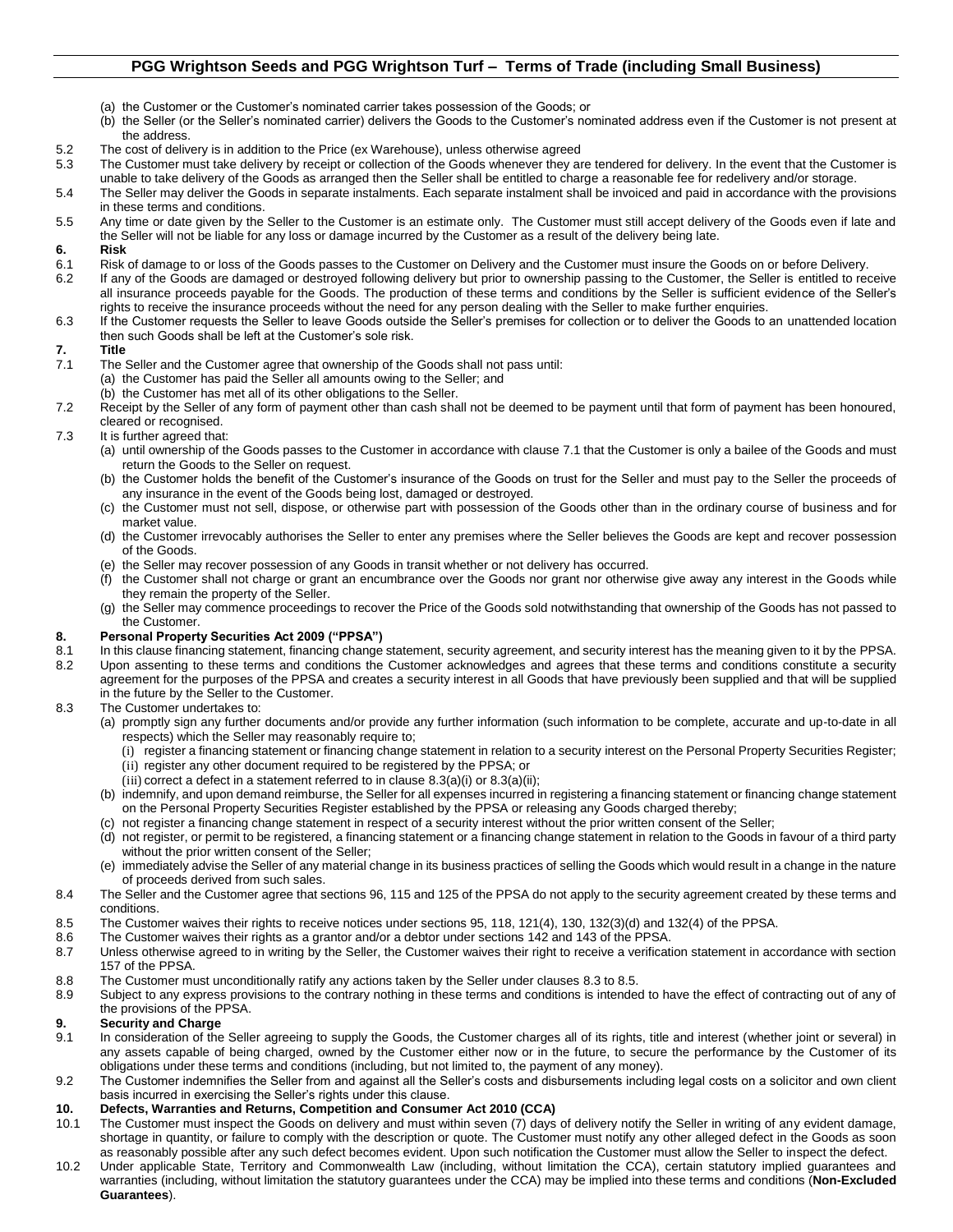(a) the Customer or the Customer's nominated carrier takes possession of the Goods; or

(b) the Seller (or the Seller's nominated carrier) delivers the Goods to the Customer's nominated address even if the Customer is not present at the address.

5.2 The cost of delivery is in addition to the Price (ex Warehouse), unless otherwise agreed

5.3 The Customer must take delivery by receipt or collection of the Goods whenever they are tendered for delivery. In the event that the Customer is unable to take delivery of the Goods as arranged then the Seller shall be entitled to charge a reasonable fee for redelivery and/or storage.

5.4 The Seller may deliver the Goods in separate instalments. Each separate instalment shall be invoiced and paid in accordance with the provisions in these terms and conditions.

5.5 Any time or date given by the Seller to the Customer is an estimate only. The Customer must still accept delivery of the Goods even if late and the Seller will not be liable for any loss or damage incurred by the Customer as a result of the delivery being late.

## 6. Risk

6.1 Risk of damage to or loss of the Goods passes to the Customer on Delivery and the Customer must insure the Goods on or before Delivery.

6.2 If any of the Goods are damaged or destroyed following delivery but prior to ownership passing to the Customer, the Seller is entitled to receive all insurance proceeds payable for the Goods. The production of these terms and conditions by the Seller is sufficient evidence of the Seller's rights to receive the insurance proceeds without the need for any person dealing with the Seller to make further enquiries.

6.3 If the Customer requests the Seller to leave Goods outside the Seller's premises for collection or to deliver the Goods to an unattended location then such Goods shall be left at the Customer's sole risk.

## 7. Title

7.1 The Seller and the Customer agree that ownership of the Goods shall not pass until:

(a) the Customer has paid the Seller all amounts owing to the Seller; and

(b) the Customer has met all of its other obligations to the Seller.

7.2 Receipt by the Seller of any form of payment other than cash shall not be deemed to be payment until that form of payment has been honoured, cleared or recognised.

7.3 It is further agreed that:

(a) until ownership of the Goods passes to the Customer in accordance with clause 7.1 that the Customer is only a bailee of the Goods and must return the Goods to the Seller on request.

(b) the Customer holds the benefit of the Customer's insurance of the Goods on trust for the Seller and must pay to the Seller the proceeds of any insurance in the event of the Goods being lost, damaged or destroyed.

(c) the Customer must not sell, dispose, or otherwise part with possession of the Goods other than in the ordinary course of business and for market value.

(d) the Customer irrevocably authorises the Seller to enter any premises where the Seller believes the Goods are kept and recover possession of the Goods.

(e) the Seller may recover possession of any Goods in transit whether or not delivery has occurred.

(f) the Customer shall not charge or grant an encumbrance over the Goods nor grant nor otherwise give away any interest in the Goods while they remain the property of the Seller.

(g) the Seller may commence proceedings to recover the Price of the Goods sold notwithstanding that ownership of the Goods has not passed to the Customer.

## 8. Personal Property Securities Act 2009 ("PPSA")

8.1 In this clause financing statement, financing change statement, security agreement, and security interest has the meaning given to it by the PPSA.

8.2 Upon assenting to these terms and conditions the Customer acknowledges and agrees that these terms and conditions constitute a security agreement for the purposes of the PPSA and creates a security interest in all Goods that have previously been supplied and that will be supplied in the future by the Seller to the Customer.

8.3 The Customer undertakes to:

(a) promptly sign any further documents and/or provide any further information (such information to be complete, accurate and up-to-date in all respects) which the Seller may reasonably require to;

(i) register a financing statement or financing change statement in relation to a security interest on the Personal Property Securities Register;

(ii) register any other document required to be registered by the PPSA; or

(iii) correct a defect in a statement referred to in clause 8.3(a)(i) or 8.3(a)(ii);

(b) indemnify, and upon demand reimburse, the Seller for all expenses incurred in registering a financing statement or financing change statement on the Personal Property Securities Register established by the PPSA or releasing any Goods charged thereby;

(c) not register a financing change statement in respect of a security interest without the prior written consent of the Seller;

(d) not register, or permit to be registered, a financing statement or a financing change statement in relation to the Goods in favour of a third party without the prior written consent of the Seller;

(e) immediately advise the Seller of any material change in its business practices of selling the Goods which would result in a change in the nature of proceeds derived from such sales.

8.4 The Seller and the Customer agree that sections 96, 115 and 125 of the PPSA do not apply to the security agreement created by these terms and conditions.

8.5 The Customer waives their rights to receive notices under sections 95, 118, 121(4), 130, 132(3)(d) and 132(4) of the PPSA.

8.6 The Customer waives their rights as a grantor and/or a debtor under sections 142 and 143 of the PPSA.

8.7 Unless otherwise agreed to in writing by the Seller, the Customer waives their right to receive a verification statement in accordance with section 157 of the PPSA.

8.8 The Customer must unconditionally ratify any actions taken by the Seller under clauses 8.3 to 8.5.

8.9 Subject to any express provisions to the contrary nothing in these terms and conditions is intended to have the effect of contracting out of any of the provisions of the PPSA.

## 9. Security and Charge

9.1 In consideration of the Seller agreeing to supply the Goods, the Customer charges all of its rights, title and interest (whether joint or several) in any assets capable of being charged, owned by the Customer either now or in the future, to secure the performance by the Customer of its obligations under these terms and conditions (including, but not limited to, the payment of any money).

9.2 The Customer indemnifies the Seller from and against all the Seller's costs and disbursements including legal costs on a solicitor and own client basis incurred in exercising the Seller's rights under this clause.

## 10. Defects, Warranties and Returns, Competition and Consumer Act 2010 (CCA)

10.1 The Customer must inspect the Goods on delivery and must within seven (7) days of delivery notify the Seller in writing of any evident damage, shortage in quantity, or failure to comply with the description or quote. The Customer must notify any other alleged defect in the Goods as soon as reasonably possible after any such defect becomes evident. Upon such notification the Customer must allow the Seller to inspect the defect.

10.2 Under applicable State, Territory and Commonwealth Law (including, without limitation the CCA), certain statutory implied guarantees and warranties (including, without limitation the statutory guarantees under the CCA) may be implied into these terms and conditions (**Non-Excluded Guarantees**).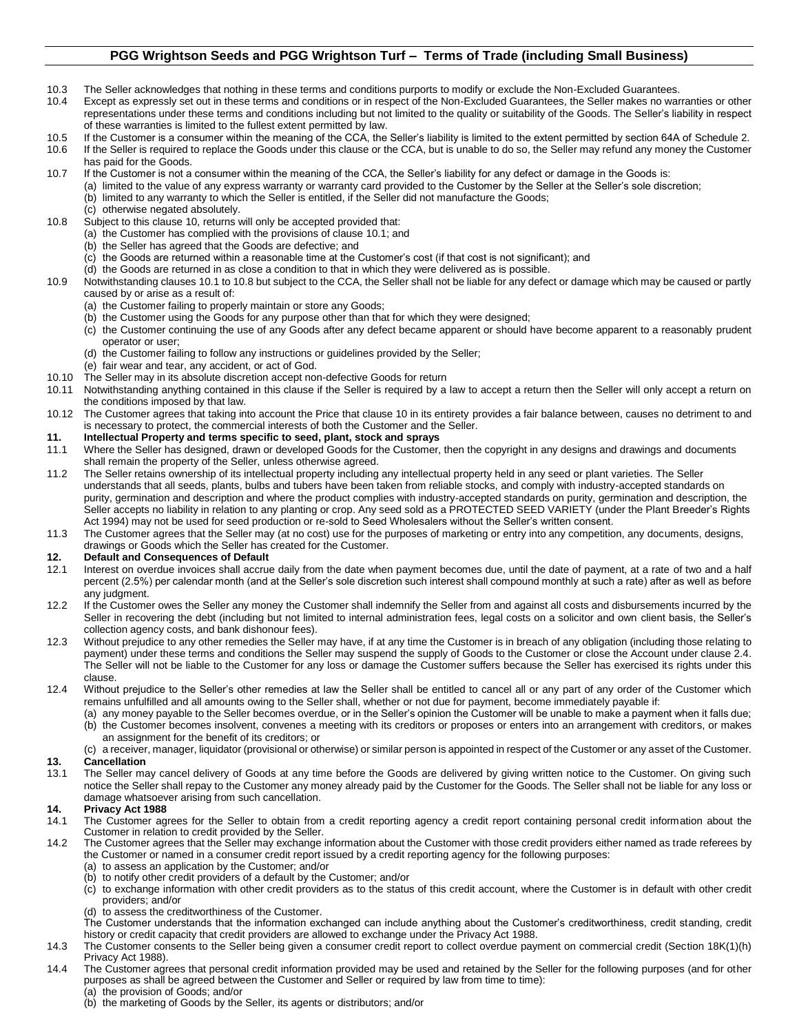10.3 The Seller acknowledges that nothing in these terms and conditions purports to modify or exclude the Non-Excluded Guarantees.

10.4 Except as expressly set out in these terms and conditions or in respect of the Non-Excluded Guarantees, the Seller makes no warranties or other representations under these terms and conditions including but not limited to the quality or suitability of the Goods. The Seller's liability in respect of these warranties is limited to the fullest extent permitted by law.

10.5 If the Customer is a consumer within the meaning of the CCA, the Seller's liability is limited to the extent permitted by section 64A of Schedule 2.

10.6 If the Seller is required to replace the Goods under this clause or the CCA, but is unable to do so, the Seller may refund any money the Customer has paid for the Goods.

10.7 If the Customer is not a consumer within the meaning of the CCA, the Seller's liability for any defect or damage in the Goods is:
- (a) limited to the value of any express warranty or warranty card provided to the Customer by the Seller at the Seller's sole discretion;
- (b) limited to any warranty to which the Seller is entitled, if the Seller did not manufacture the Goods;
- (c) otherwise negated absolutely.

10.8 Subject to this clause 10, returns will only be accepted provided that:
- (a) the Customer has complied with the provisions of clause 10.1; and
- (b) the Seller has agreed that the Goods are defective; and
- (c) the Goods are returned within a reasonable time at the Customer's cost (if that cost is not significant); and
- (d) the Goods are returned in as close a condition to that in which they were delivered as is possible.

10.9 Notwithstanding clauses 10.1 to 10.8 but subject to the CCA, the Seller shall not be liable for any defect or damage which may be caused or partly caused by or arise as a result of:
- (a) the Customer failing to properly maintain or store any Goods;
- (b) the Customer using the Goods for any purpose other than that for which they were designed;
- (c) the Customer continuing the use of any Goods after any defect became apparent or should have become apparent to a reasonably prudent operator or user;
- (d) the Customer failing to follow any instructions or guidelines provided by the Seller;
- (e) fair wear and tear, any accident, or act of God.

10.10 The Seller may in its absolute discretion accept non-defective Goods for return

10.11 Notwithstanding anything contained in this clause if the Seller is required by a law to accept a return then the Seller will only accept a return on the conditions imposed by that law.

10.12 The Customer agrees that taking into account the Price that clause 10 in its entirety provides a fair balance between, causes no detriment to and is necessary to protect, the commercial interests of both the Customer and the Seller.

## 11. Intellectual Property and terms specific to seed, plant, stock and sprays

11.1 Where the Seller has designed, drawn or developed Goods for the Customer, then the copyright in any designs and drawings and documents shall remain the property of the Seller, unless otherwise agreed.

11.2 The Seller retains ownership of its intellectual property including any intellectual property held in any seed or plant varieties. The Seller understands that all seeds, plants, bulbs and tubers have been taken from reliable stocks, and comply with industry-accepted standards on purity, germination and description and where the product complies with industry-accepted standards on purity, germination and description, the Seller accepts no liability in relation to any planting or crop. Any seed sold as a PROTECTED SEED VARIETY (under the Plant Breeder's Rights Act 1994) may not be used for seed production or re-sold to Seed Wholesalers without the Seller's written consent.

11.3 The Customer agrees that the Seller may (at no cost) use for the purposes of marketing or entry into any competition, any documents, designs, drawings or Goods which the Seller has created for the Customer.

## 12. Default and Consequences of Default

12.1 Interest on overdue invoices shall accrue daily from the date when payment becomes due, until the date of payment, at a rate of two and a half percent (2.5%) per calendar month (and at the Seller's sole discretion such interest shall compound monthly at such a rate) after as well as before any judgment.

12.2 If the Customer owes the Seller any money the Customer shall indemnify the Seller from and against all costs and disbursements incurred by the Seller in recovering the debt (including but not limited to internal administration fees, legal costs on a solicitor and own client basis, the Seller's collection agency costs, and bank dishonour fees).

12.3 Without prejudice to any other remedies the Seller may have, if at any time the Customer is in breach of any obligation (including those relating to payment) under these terms and conditions the Seller may suspend the supply of Goods to the Customer or close the Account under clause 2.4. The Seller will not be liable to the Customer for any loss or damage the Customer suffers because the Seller has exercised its rights under this clause.

12.4 Without prejudice to the Seller's other remedies at law the Seller shall be entitled to cancel all or any part of any order of the Customer which remains unfulfilled and all amounts owing to the Seller shall, whether or not due for payment, become immediately payable if:
- (a) any money payable to the Seller becomes overdue, or in the Seller's opinion the Customer will be unable to make a payment when it falls due;
- (b) the Customer becomes insolvent, convenes a meeting with its creditors or proposes or enters into an arrangement with creditors, or makes an assignment for the benefit of its creditors; or
- (c) a receiver, manager, liquidator (provisional or otherwise) or similar person is appointed in respect of the Customer or any asset of the Customer.

## 13. Cancellation

13.1 The Seller may cancel delivery of Goods at any time before the Goods are delivered by giving written notice to the Customer. On giving such notice the Seller shall repay to the Customer any money already paid by the Customer for the Goods. The Seller shall not be liable for any loss or damage whatsoever arising from such cancellation.

## 14. Privacy Act 1988

14.1 The Customer agrees for the Seller to obtain from a credit reporting agency a credit report containing personal credit information about the Customer in relation to credit provided by the Seller.

14.2 The Customer agrees that the Seller may exchange information about the Customer with those credit providers either named as trade referees by the Customer or named in a consumer credit report issued by a credit reporting agency for the following purposes:
- (a) to assess an application by the Customer; and/or
- (b) to notify other credit providers of a default by the Customer; and/or
- (c) to exchange information with other credit providers as to the status of this credit account, where the Customer is in default with other credit providers; and/or
- (d) to assess the creditworthiness of the Customer.

The Customer understands that the information exchanged can include anything about the Customer's creditworthiness, credit standing, credit history or credit capacity that credit providers are allowed to exchange under the Privacy Act 1988.

14.3 The Customer consents to the Seller being given a consumer credit report to collect overdue payment on commercial credit (Section 18K(1)(h) Privacy Act 1988).

14.4 The Customer agrees that personal credit information provided may be used and retained by the Seller for the following purposes (and for other purposes as shall be agreed between the Customer and Seller or required by law from time to time):
- (a) the provision of Goods; and/or
- (b) the marketing of Goods by the Seller, its agents or distributors; and/or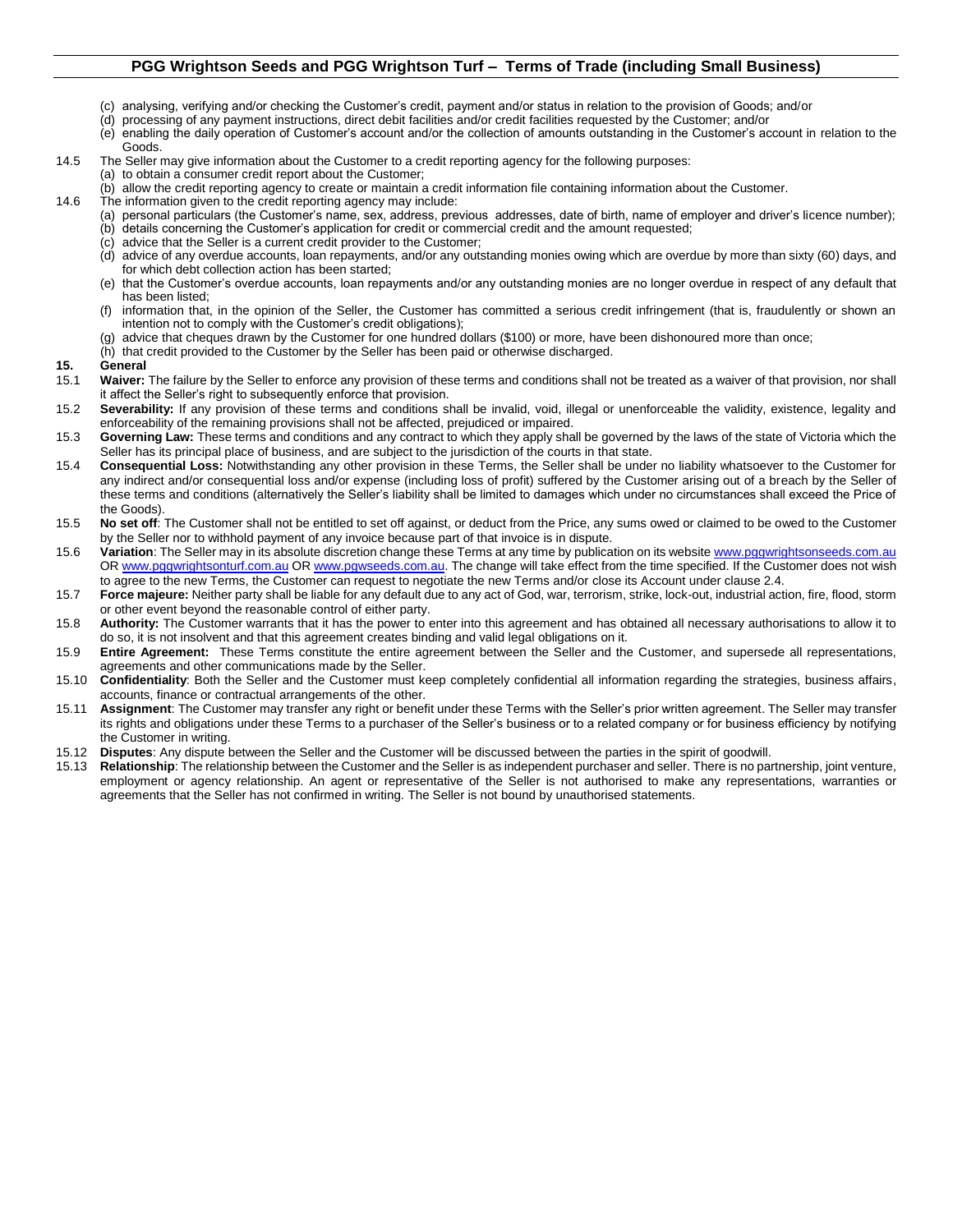(c) analysing, verifying and/or checking the Customer's credit, payment and/or status in relation to the provision of Goods; and/or
(d) processing of any payment instructions, direct debit facilities and/or credit facilities requested by the Customer; and/or
(e) enabling the daily operation of Customer's account and/or the collection of amounts outstanding in the Customer's account in relation to the Goods.

14.5 The Seller may give information about the Customer to a credit reporting agency for the following purposes:
(a) to obtain a consumer credit report about the Customer;
(b) allow the credit reporting agency to create or maintain a credit information file containing information about the Customer.

14.6 The information given to the credit reporting agency may include:
(a) personal particulars (the Customer's name, sex, address, previous addresses, date of birth, name of employer and driver's licence number);
(b) details concerning the Customer's application for credit or commercial credit and the amount requested;
(c) advice that the Seller is a current credit provider to the Customer;
(d) advice of any overdue accounts, loan repayments, and/or any outstanding monies owing which are overdue by more than sixty (60) days, and for which debt collection action has been started;
(e) that the Customer's overdue accounts, loan repayments and/or any outstanding monies are no longer overdue in respect of any default that has been listed;
(f) information that, in the opinion of the Seller, the Customer has committed a serious credit infringement (that is, fraudulently or shown an intention not to comply with the Customer's credit obligations);
(g) advice that cheques drawn by the Customer for one hundred dollars ($100) or more, have been dishonoured more than once;
(h) that credit provided to the Customer by the Seller has been paid or otherwise discharged.

## 15. General

15.1 **Waiver:** The failure by the Seller to enforce any provision of these terms and conditions shall not be treated as a waiver of that provision, nor shall it affect the Seller's right to subsequently enforce that provision.

15.2 **Severability:** If any provision of these terms and conditions shall be invalid, void, illegal or unenforceable the validity, existence, legality and enforceability of the remaining provisions shall not be affected, prejudiced or impaired.

15.3 **Governing Law:** These terms and conditions and any contract to which they apply shall be governed by the laws of the state of Victoria which the Seller has its principal place of business, and are subject to the jurisdiction of the courts in that state.

15.4 **Consequential Loss:** Notwithstanding any other provision in these Terms, the Seller shall be under no liability whatsoever to the Customer for any indirect and/or consequential loss and/or expense (including loss of profit) suffered by the Customer arising out of a breach by the Seller of these terms and conditions (alternatively the Seller's liability shall be limited to damages which under no circumstances shall exceed the Price of the Goods).

15.5 **No set off**: The Customer shall not be entitled to set off against, or deduct from the Price, any sums owed or claimed to be owed to the Customer by the Seller nor to withhold payment of any invoice because part of that invoice is in dispute.

15.6 **Variation**: The Seller may in its absolute discretion change these Terms at any time by publication on its website www.pggwrightsonseeds.com.au OR www.pggwrightsonturf.com.au OR www.pgwseeds.com.au. The change will take effect from the time specified. If the Customer does not wish to agree to the new Terms, the Customer can request to negotiate the new Terms and/or close its Account under clause 2.4.

15.7 **Force majeure:** Neither party shall be liable for any default due to any act of God, war, terrorism, strike, lock-out, industrial action, fire, flood, storm or other event beyond the reasonable control of either party.

15.8 **Authority:** The Customer warrants that it has the power to enter into this agreement and has obtained all necessary authorisations to allow it to do so, it is not insolvent and that this agreement creates binding and valid legal obligations on it.

15.9 **Entire Agreement:** These Terms constitute the entire agreement between the Seller and the Customer, and supersede all representations, agreements and other communications made by the Seller.

15.10 **Confidentiality**: Both the Seller and the Customer must keep completely confidential all information regarding the strategies, business affairs, accounts, finance or contractual arrangements of the other.

15.11 **Assignment**: The Customer may transfer any right or benefit under these Terms with the Seller's prior written agreement. The Seller may transfer its rights and obligations under these Terms to a purchaser of the Seller's business or to a related company or for business efficiency by notifying the Customer in writing.

15.12 **Disputes**: Any dispute between the Seller and the Customer will be discussed between the parties in the spirit of goodwill.

15.13 **Relationship**: The relationship between the Customer and the Seller is as independent purchaser and seller. There is no partnership, joint venture, employment or agency relationship. An agent or representative of the Seller is not authorised to make any representations, warranties or agreements that the Seller has not confirmed in writing. The Seller is not bound by unauthorised statements.